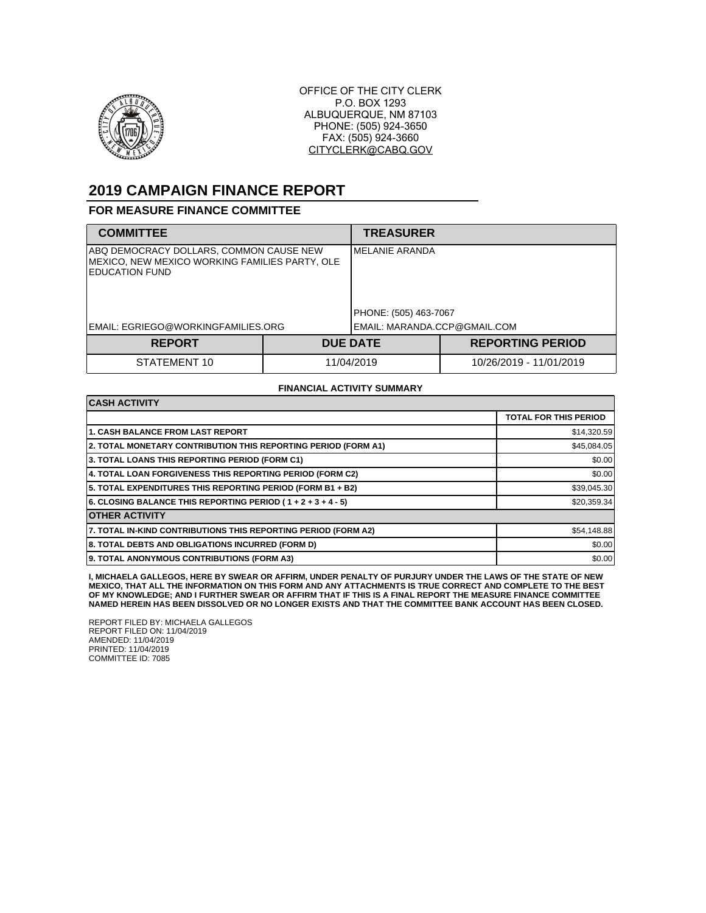OFFICE OF THE CITY CLERK
P.O. BOX 1293
ALBUQUERQUE, NM 87103
PHONE: (505) 924-3650
FAX: (505) 924-3660
CITYCLERK@CABQ.GOV

# 2019 CAMPAIGN FINANCE REPORT

## FOR MEASURE FINANCE COMMITTEE

| COMMITTEE | TREASURER |
|---|---|
| ABQ DEMOCRACY DOLLARS, COMMON CAUSE NEW MEXICO, NEW MEXICO WORKING FAMILIES PARTY, OLE EDUCATION FUND | MELANIE ARANDA |
| | PHONE: (505) 463-7067 |
| EMAIL: EGRIEGO@WORKINGFAMILIES.ORG | EMAIL: MARANDA.CCP@GMAIL.COM |

| REPORT | DUE DATE | REPORTING PERIOD |
|---|---|---|
| STATEMENT 10 | 11/04/2019 | 10/26/2019 - 11/01/2019 |

**FINANCIAL ACTIVITY SUMMARY**

| CASH ACTIVITY | |
|---|---|
| | **TOTAL FOR THIS PERIOD** |
| **1. CASH BALANCE FROM LAST REPORT** | $14,320.59 |
| **2. TOTAL MONETARY CONTRIBUTION THIS REPORTING PERIOD (FORM A1)** | $45,084.05 |
| **3. TOTAL LOANS THIS REPORTING PERIOD (FORM C1)** | $0.00 |
| **4. TOTAL LOAN FORGIVENESS THIS REPORTING PERIOD (FORM C2)** | $0.00 |
| **5. TOTAL EXPENDITURES THIS REPORTING PERIOD (FORM B1 + B2)** | $39,045.30 |
| **6. CLOSING BALANCE THIS REPORTING PERIOD ( 1 + 2 + 3 + 4 - 5)** | $20,359.34 |
| **OTHER ACTIVITY** | |
| **7. TOTAL IN-KIND CONTRIBUTIONS THIS REPORTING PERIOD (FORM A2)** | $54,148.88 |
| **8. TOTAL DEBTS AND OBLIGATIONS INCURRED (FORM D)** | $0.00 |
| **9. TOTAL ANONYMOUS CONTRIBUTIONS (FORM A3)** | $0.00 |

**I, MICHAELA GALLEGOS, HERE BY SWEAR OR AFFIRM, UNDER PENALTY OF PURJURY UNDER THE LAWS OF THE STATE OF NEW MEXICO, THAT ALL THE INFORMATION ON THIS FORM AND ANY ATTACHMENTS IS TRUE CORRECT AND COMPLETE TO THE BEST OF MY KNOWLEDGE; AND I FURTHER SWEAR OR AFFIRM THAT IF THIS IS A FINAL REPORT THE MEASURE FINANCE COMMITTEE NAMED HEREIN HAS BEEN DISSOLVED OR NO LONGER EXISTS AND THAT THE COMMITTEE BANK ACCOUNT HAS BEEN CLOSED.**

REPORT FILED BY: MICHAELA GALLEGOS
REPORT FILED ON: 11/04/2019
AMENDED: 11/04/2019
PRINTED: 11/04/2019
COMMITTEE ID: 7085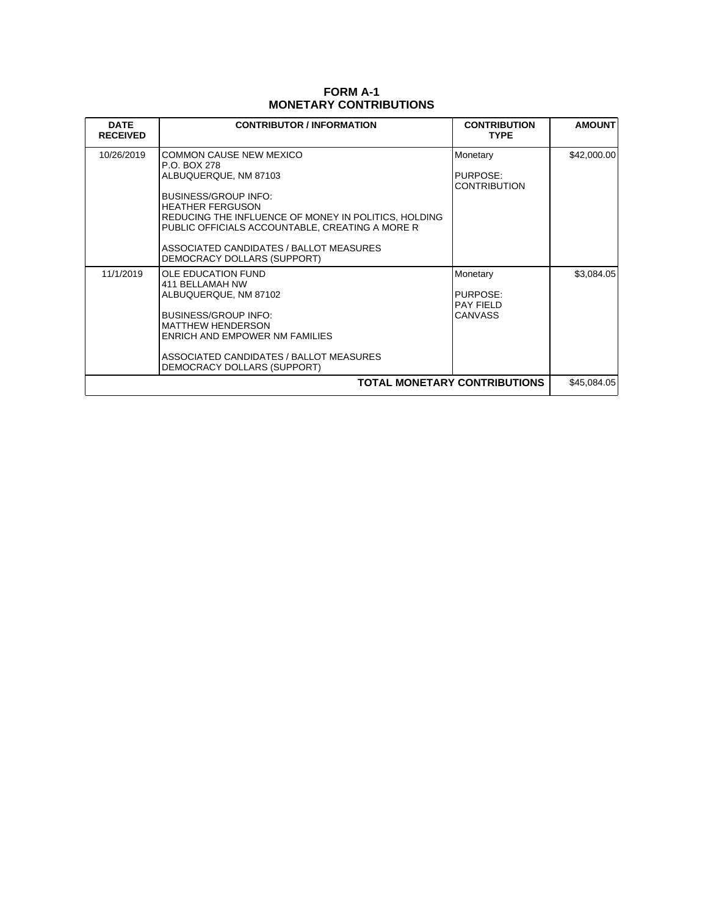# FORM A-1
## MONETARY CONTRIBUTIONS

| DATE RECEIVED | CONTRIBUTOR / INFORMATION | CONTRIBUTION TYPE | AMOUNT |
|---|---|---|---|
| 10/26/2019 | COMMON CAUSE NEW MEXICO<br>P.O. BOX 278<br>ALBUQUERQUE, NM 87103<br><br>BUSINESS/GROUP INFO:<br>HEATHER FERGUSON<br>REDUCING THE INFLUENCE OF MONEY IN POLITICS, HOLDING PUBLIC OFFICIALS ACCOUNTABLE, CREATING A MORE R<br><br>ASSOCIATED CANDIDATES / BALLOT MEASURES<br>DEMOCRACY DOLLARS (SUPPORT) | Monetary<br><br>PURPOSE:<br>CONTRIBUTION | $42,000.00 |
| 11/1/2019 | OLE EDUCATION FUND<br>411 BELLAMAH NW<br>ALBUQUERQUE, NM 87102<br><br>BUSINESS/GROUP INFO:<br>MATTHEW HENDERSON<br>ENRICH AND EMPOWER NM FAMILIES<br><br>ASSOCIATED CANDIDATES / BALLOT MEASURES<br>DEMOCRACY DOLLARS (SUPPORT) | Monetary<br><br>PURPOSE:<br>PAY FIELD CANVASS | $3,084.05 |
| | | **TOTAL MONETARY CONTRIBUTIONS** | $45,084.05 |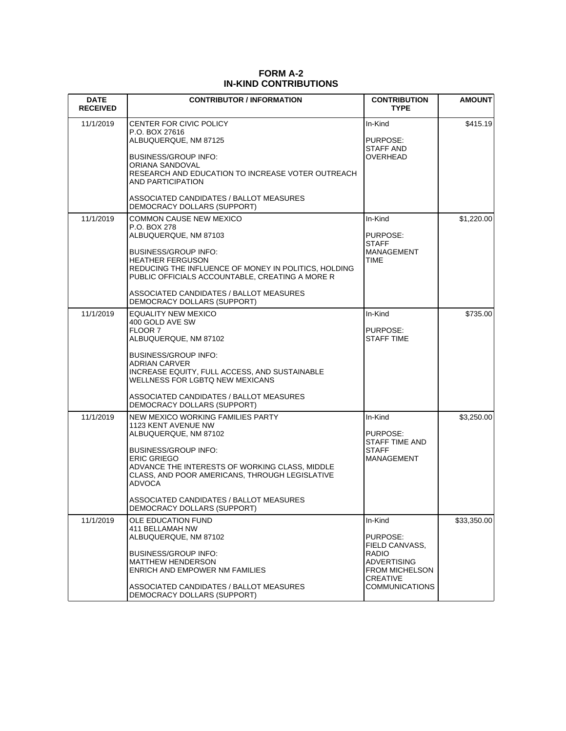# FORM A-2
# IN-KIND CONTRIBUTIONS

| DATE RECEIVED | CONTRIBUTOR / INFORMATION | CONTRIBUTION TYPE | AMOUNT |
|---|---|---|---|
| 11/1/2019 | CENTER FOR CIVIC POLICY<br>P.O. BOX 27616<br>ALBUQUERQUE, NM 87125<br><br>BUSINESS/GROUP INFO:<br>ORIANA SANDOVAL<br>RESEARCH AND EDUCATION TO INCREASE VOTER OUTREACH AND PARTICIPATION<br><br>ASSOCIATED CANDIDATES / BALLOT MEASURES<br>DEMOCRACY DOLLARS (SUPPORT) | In-Kind<br><br>PURPOSE:<br>STAFF AND OVERHEAD | $415.19 |
| 11/1/2019 | COMMON CAUSE NEW MEXICO<br>P.O. BOX 278<br>ALBUQUERQUE, NM 87103<br><br>BUSINESS/GROUP INFO:<br>HEATHER FERGUSON<br>REDUCING THE INFLUENCE OF MONEY IN POLITICS, HOLDING PUBLIC OFFICIALS ACCOUNTABLE, CREATING A MORE R<br><br>ASSOCIATED CANDIDATES / BALLOT MEASURES<br>DEMOCRACY DOLLARS (SUPPORT) | In-Kind<br><br>PURPOSE:<br>STAFF MANAGEMENT TIME | $1,220.00 |
| 11/1/2019 | EQUALITY NEW MEXICO<br>400 GOLD AVE SW<br>FLOOR 7<br>ALBUQUERQUE, NM 87102<br><br>BUSINESS/GROUP INFO:<br>ADRIAN CARVER<br>INCREASE EQUITY, FULL ACCESS, AND SUSTAINABLE WELLNESS FOR LGBTQ NEW MEXICANS<br><br>ASSOCIATED CANDIDATES / BALLOT MEASURES<br>DEMOCRACY DOLLARS (SUPPORT) | In-Kind<br><br>PURPOSE:<br>STAFF TIME | $735.00 |
| 11/1/2019 | NEW MEXICO WORKING FAMILIES PARTY<br>1123 KENT AVENUE NW<br>ALBUQUERQUE, NM 87102<br><br>BUSINESS/GROUP INFO:<br>ERIC GRIEGO<br>ADVANCE THE INTERESTS OF WORKING CLASS, MIDDLE CLASS, AND POOR AMERICANS, THROUGH LEGISLATIVE ADVOCA<br><br>ASSOCIATED CANDIDATES / BALLOT MEASURES<br>DEMOCRACY DOLLARS (SUPPORT) | In-Kind<br><br>PURPOSE:<br>STAFF TIME AND STAFF MANAGEMENT | $3,250.00 |
| 11/1/2019 | OLE EDUCATION FUND<br>411 BELLAMAH NW<br>ALBUQUERQUE, NM 87102<br><br>BUSINESS/GROUP INFO:<br>MATTHEW HENDERSON<br>ENRICH AND EMPOWER NM FAMILIES<br><br>ASSOCIATED CANDIDATES / BALLOT MEASURES<br>DEMOCRACY DOLLARS (SUPPORT) | In-Kind<br><br>PURPOSE:<br>FIELD CANVASS, RADIO ADVERTISING FROM MICHELSON CREATIVE COMMUNICATIONS | $33,350.00 |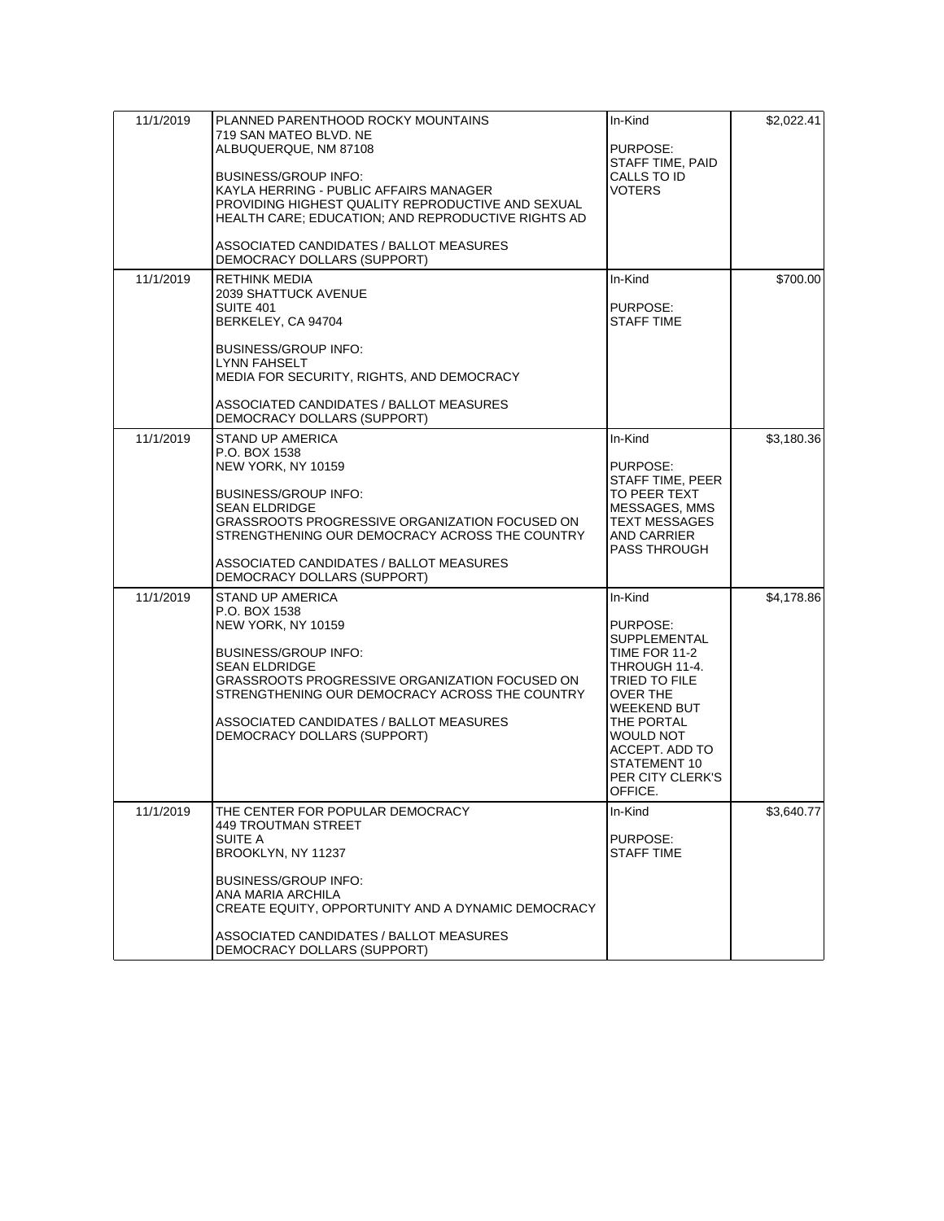| | | | |
|---|---|---|---|
| 11/1/2019 | PLANNED PARENTHOOD ROCKY MOUNTAINS<br>719 SAN MATEO BLVD. NE<br>ALBUQUERQUE, NM 87108<br><br>BUSINESS/GROUP INFO:<br>KAYLA HERRING - PUBLIC AFFAIRS MANAGER<br>PROVIDING HIGHEST QUALITY REPRODUCTIVE AND SEXUAL HEALTH CARE; EDUCATION; AND REPRODUCTIVE RIGHTS AD<br><br>ASSOCIATED CANDIDATES / BALLOT MEASURES<br>DEMOCRACY DOLLARS (SUPPORT) | In-Kind<br><br>PURPOSE:<br>STAFF TIME, PAID CALLS TO ID VOTERS | $2,022.41 |
| 11/1/2019 | RETHINK MEDIA<br>2039 SHATTUCK AVENUE<br>SUITE 401<br>BERKELEY, CA 94704<br><br>BUSINESS/GROUP INFO:<br>LYNN FAHSELT<br>MEDIA FOR SECURITY, RIGHTS, AND DEMOCRACY<br><br>ASSOCIATED CANDIDATES / BALLOT MEASURES<br>DEMOCRACY DOLLARS (SUPPORT) | In-Kind<br><br>PURPOSE:<br>STAFF TIME | $700.00 |
| 11/1/2019 | STAND UP AMERICA<br>P.O. BOX 1538<br>NEW YORK, NY 10159<br><br>BUSINESS/GROUP INFO:<br>SEAN ELDRIDGE<br>GRASSROOTS PROGRESSIVE ORGANIZATION FOCUSED ON STRENGTHENING OUR DEMOCRACY ACROSS THE COUNTRY<br><br>ASSOCIATED CANDIDATES / BALLOT MEASURES<br>DEMOCRACY DOLLARS (SUPPORT) | In-Kind<br><br>PURPOSE:<br>STAFF TIME, PEER TO PEER TEXT MESSAGES, MMS TEXT MESSAGES AND CARRIER PASS THROUGH | $3,180.36 |
| 11/1/2019 | STAND UP AMERICA<br>P.O. BOX 1538<br>NEW YORK, NY 10159<br><br>BUSINESS/GROUP INFO:<br>SEAN ELDRIDGE<br>GRASSROOTS PROGRESSIVE ORGANIZATION FOCUSED ON STRENGTHENING OUR DEMOCRACY ACROSS THE COUNTRY<br><br>ASSOCIATED CANDIDATES / BALLOT MEASURES<br>DEMOCRACY DOLLARS (SUPPORT) | In-Kind<br><br>PURPOSE:<br>SUPPLEMENTAL TIME FOR 11-2 THROUGH 11-4. TRIED TO FILE OVER THE WEEKEND BUT THE PORTAL WOULD NOT ACCEPT. ADD TO STATEMENT 10 PER CITY CLERK'S OFFICE. | $4,178.86 |
| 11/1/2019 | THE CENTER FOR POPULAR DEMOCRACY<br>449 TROUTMAN STREET<br>SUITE A<br>BROOKLYN, NY 11237<br><br>BUSINESS/GROUP INFO:<br>ANA MARIA ARCHILA<br>CREATE EQUITY, OPPORTUNITY AND A DYNAMIC DEMOCRACY<br><br>ASSOCIATED CANDIDATES / BALLOT MEASURES<br>DEMOCRACY DOLLARS (SUPPORT) | In-Kind<br><br>PURPOSE:<br>STAFF TIME | $3,640.77 |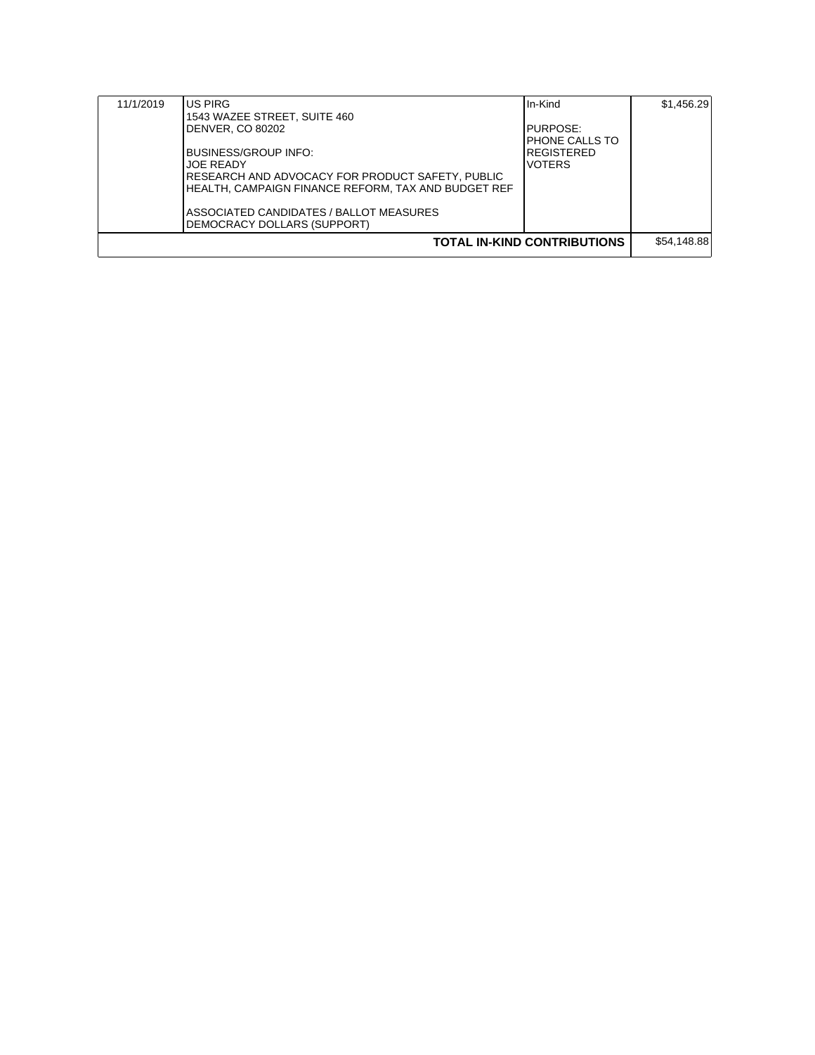| | | | |
|---|---|---|---|
| 11/1/2019 | US PIRG<br>1543 WAZEE STREET, SUITE 460<br>DENVER, CO 80202<br><br>BUSINESS/GROUP INFO:<br>JOE READY<br>RESEARCH AND ADVOCACY FOR PRODUCT SAFETY, PUBLIC HEALTH, CAMPAIGN FINANCE REFORM, TAX AND BUDGET REF<br><br>ASSOCIATED CANDIDATES / BALLOT MEASURES<br>DEMOCRACY DOLLARS (SUPPORT) | In-Kind<br><br>PURPOSE:<br>PHONE CALLS TO REGISTERED VOTERS | $1,456.29 |
| | | **TOTAL IN-KIND CONTRIBUTIONS** | $54,148.88 |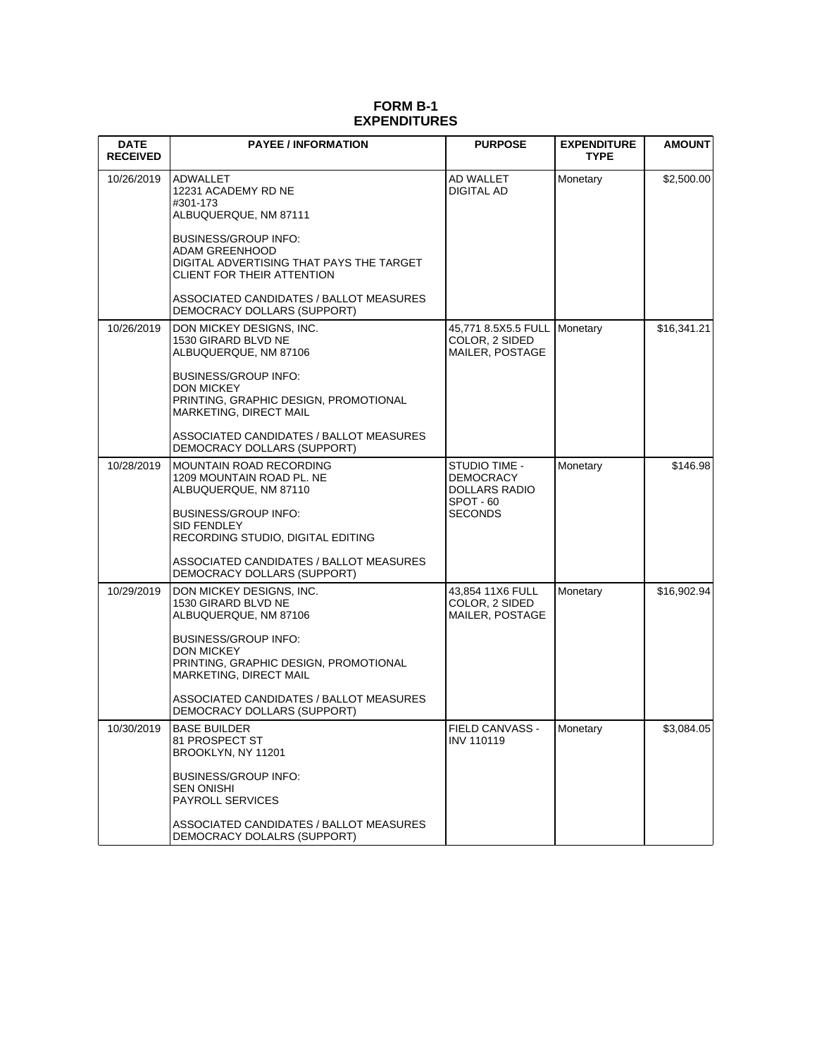# FORM B-1
# EXPENDITURES

| DATE RECEIVED | PAYEE / INFORMATION | PURPOSE | EXPENDITURE TYPE | AMOUNT |
|---|---|---|---|---|
| 10/26/2019 | ADWALLET<br>12231 ACADEMY RD NE<br>#301-173<br>ALBUQUERQUE, NM 87111<br><br>BUSINESS/GROUP INFO:<br>ADAM GREENHOOD<br>DIGITAL ADVERTISING THAT PAYS THE TARGET CLIENT FOR THEIR ATTENTION<br><br>ASSOCIATED CANDIDATES / BALLOT MEASURES<br>DEMOCRACY DOLLARS (SUPPORT) | AD WALLET DIGITAL AD | Monetary | $2,500.00 |
| 10/26/2019 | DON MICKEY DESIGNS, INC.<br>1530 GIRARD BLVD NE<br>ALBUQUERQUE, NM 87106<br><br>BUSINESS/GROUP INFO:<br>DON MICKEY<br>PRINTING, GRAPHIC DESIGN, PROMOTIONAL MARKETING, DIRECT MAIL<br><br>ASSOCIATED CANDIDATES / BALLOT MEASURES<br>DEMOCRACY DOLLARS (SUPPORT) | 45,771 8.5X5.5 FULL COLOR, 2 SIDED MAILER, POSTAGE | Monetary | $16,341.21 |
| 10/28/2019 | MOUNTAIN ROAD RECORDING<br>1209 MOUNTAIN ROAD PL. NE<br>ALBUQUERQUE, NM 87110<br><br>BUSINESS/GROUP INFO:<br>SID FENDLEY<br>RECORDING STUDIO, DIGITAL EDITING<br><br>ASSOCIATED CANDIDATES / BALLOT MEASURES<br>DEMOCRACY DOLLARS (SUPPORT) | STUDIO TIME - DEMOCRACY DOLLARS RADIO SPOT - 60 SECONDS | Monetary | $146.98 |
| 10/29/2019 | DON MICKEY DESIGNS, INC.<br>1530 GIRARD BLVD NE<br>ALBUQUERQUE, NM 87106<br><br>BUSINESS/GROUP INFO:<br>DON MICKEY<br>PRINTING, GRAPHIC DESIGN, PROMOTIONAL MARKETING, DIRECT MAIL<br><br>ASSOCIATED CANDIDATES / BALLOT MEASURES<br>DEMOCRACY DOLLARS (SUPPORT) | 43,854 11X6 FULL COLOR, 2 SIDED MAILER, POSTAGE | Monetary | $16,902.94 |
| 10/30/2019 | BASE BUILDER<br>81 PROSPECT ST<br>BROOKLYN, NY 11201<br><br>BUSINESS/GROUP INFO:<br>SEN ONISHI<br>PAYROLL SERVICES<br><br>ASSOCIATED CANDIDATES / BALLOT MEASURES<br>DEMOCRACY DOLALRS (SUPPORT) | FIELD CANVASS - INV 110119 | Monetary | $3,084.05 |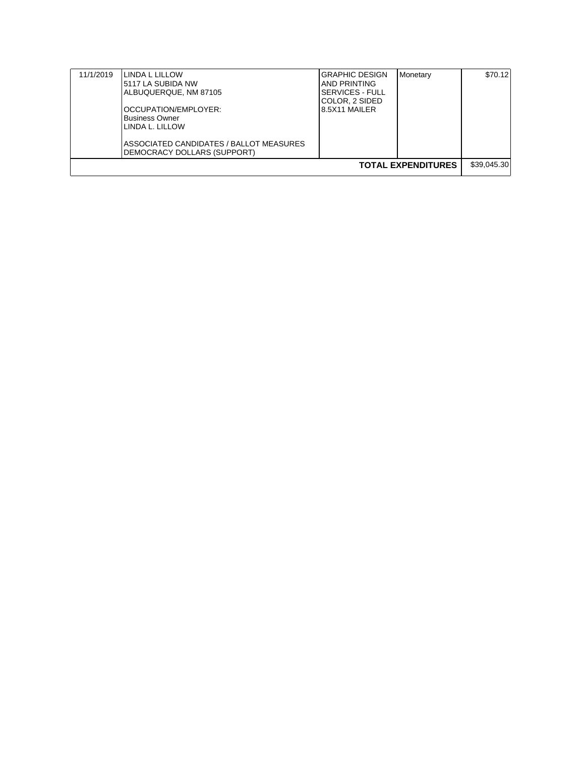| | | | | |
|---|---|---|---|---|
| 11/1/2019 | LINDA L LILLOW<br>5117 LA SUBIDA NW<br>ALBUQUERQUE, NM 87105<br><br>OCCUPATION/EMPLOYER:<br>Business Owner<br>LINDA L. LILLOW<br><br>ASSOCIATED CANDIDATES / BALLOT MEASURES<br>DEMOCRACY DOLLARS (SUPPORT) | GRAPHIC DESIGN AND PRINTING SERVICES - FULL COLOR, 2 SIDED 8.5X11 MAILER | Monetary | $70.12 |
| | | | **TOTAL EXPENDITURES** | $39,045.30 |